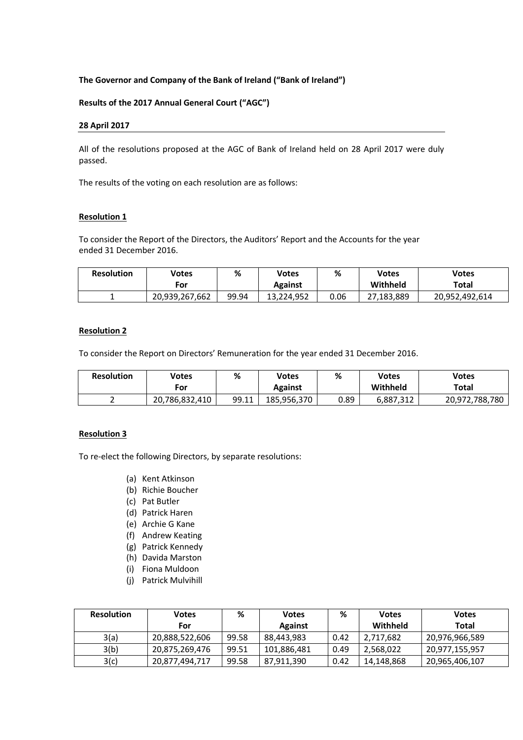**The Governor and Company of the Bank of Ireland ("Bank of Ireland")**

**Results of the 2017 Annual General Court ("AGC")**

**28 April 2017**

---

All of the resolutions proposed at the AGC of Bank of Ireland held on 28 April 2017 were duly passed.

The results of the voting on each resolution are as follows:

**Resolution 1**

To consider the Report of the Directors, the Auditors' Report and the Accounts for the year ended 31 December 2016.

| Resolution | Votes For | % | Votes Against | % | Votes Withheld | Votes Total |
|---|---|---|---|---|---|---|
| 1 | 20,939,267,662 | 99.94 | 13,224,952 | 0.06 | 27,183,889 | 20,952,492,614 |

**Resolution 2**

To consider the Report on Directors' Remuneration for the year ended 31 December 2016.

| Resolution | Votes For | % | Votes Against | % | Votes Withheld | Votes Total |
|---|---|---|---|---|---|---|
| 2 | 20,786,832,410 | 99.11 | 185,956,370 | 0.89 | 6,887,312 | 20,972,788,780 |

**Resolution 3**

To re-elect the following Directors, by separate resolutions:

(a) Kent Atkinson
(b) Richie Boucher
(c) Pat Butler
(d) Patrick Haren
(e) Archie G Kane
(f) Andrew Keating
(g) Patrick Kennedy
(h) Davida Marston
(i) Fiona Muldoon
(j) Patrick Mulvihill

| Resolution | Votes For | % | Votes Against | % | Votes Withheld | Votes Total |
|---|---|---|---|---|---|---|
| 3(a) | 20,888,522,606 | 99.58 | 88,443,983 | 0.42 | 2,717,682 | 20,976,966,589 |
| 3(b) | 20,875,269,476 | 99.51 | 101,886,481 | 0.49 | 2,568,022 | 20,977,155,957 |
| 3(c) | 20,877,494,717 | 99.58 | 87,911,390 | 0.42 | 14,148,868 | 20,965,406,107 |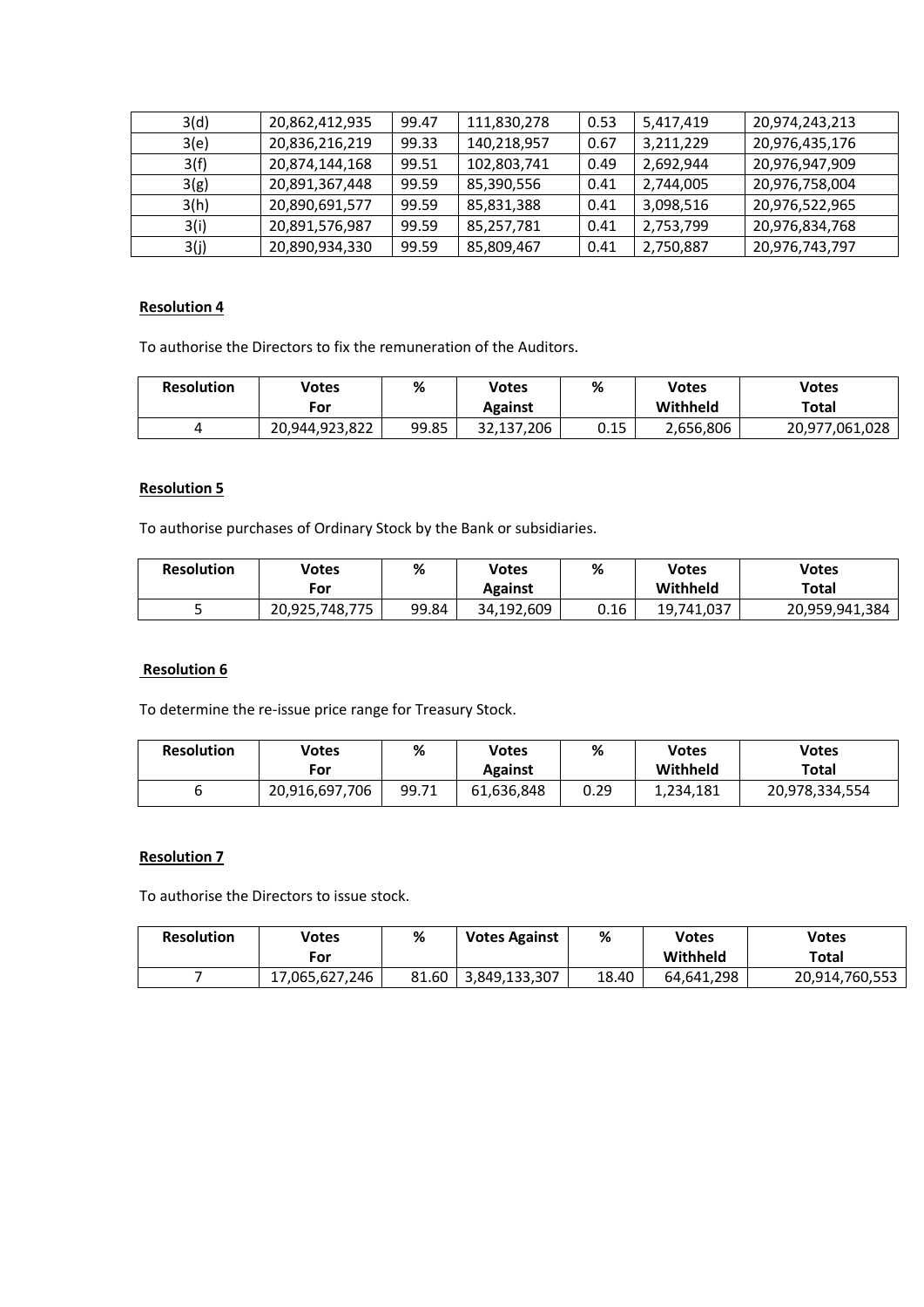| | | | | | | |
|---|---|---|---|---|---|---|
| 3(d) | 20,862,412,935 | 99.47 | 111,830,278 | 0.53 | 5,417,419 | 20,974,243,213 |
| 3(e) | 20,836,216,219 | 99.33 | 140,218,957 | 0.67 | 3,211,229 | 20,976,435,176 |
| 3(f) | 20,874,144,168 | 99.51 | 102,803,741 | 0.49 | 2,692,944 | 20,976,947,909 |
| 3(g) | 20,891,367,448 | 99.59 | 85,390,556 | 0.41 | 2,744,005 | 20,976,758,004 |
| 3(h) | 20,890,691,577 | 99.59 | 85,831,388 | 0.41 | 3,098,516 | 20,976,522,965 |
| 3(i) | 20,891,576,987 | 99.59 | 85,257,781 | 0.41 | 2,753,799 | 20,976,834,768 |
| 3(j) | 20,890,934,330 | 99.59 | 85,809,467 | 0.41 | 2,750,887 | 20,976,743,797 |

**Resolution 4**

To authorise the Directors to fix the remuneration of the Auditors.

| Resolution | Votes For | % | Votes Against | % | Votes Withheld | Votes Total |
|---|---|---|---|---|---|---|
| 4 | 20,944,923,822 | 99.85 | 32,137,206 | 0.15 | 2,656,806 | 20,977,061,028 |

**Resolution 5**

To authorise purchases of Ordinary Stock by the Bank or subsidiaries.

| Resolution | Votes For | % | Votes Against | % | Votes Withheld | Votes Total |
|---|---|---|---|---|---|---|
| 5 | 20,925,748,775 | 99.84 | 34,192,609 | 0.16 | 19,741,037 | 20,959,941,384 |

**Resolution 6**

To determine the re-issue price range for Treasury Stock.

| Resolution | Votes For | % | Votes Against | % | Votes Withheld | Votes Total |
|---|---|---|---|---|---|---|
| 6 | 20,916,697,706 | 99.71 | 61,636,848 | 0.29 | 1,234,181 | 20,978,334,554 |

**Resolution 7**

To authorise the Directors to issue stock.

| Resolution | Votes For | % | Votes Against | % | Votes Withheld | Votes Total |
|---|---|---|---|---|---|---|
| 7 | 17,065,627,246 | 81.60 | 3,849,133,307 | 18.40 | 64,641,298 | 20,914,760,553 |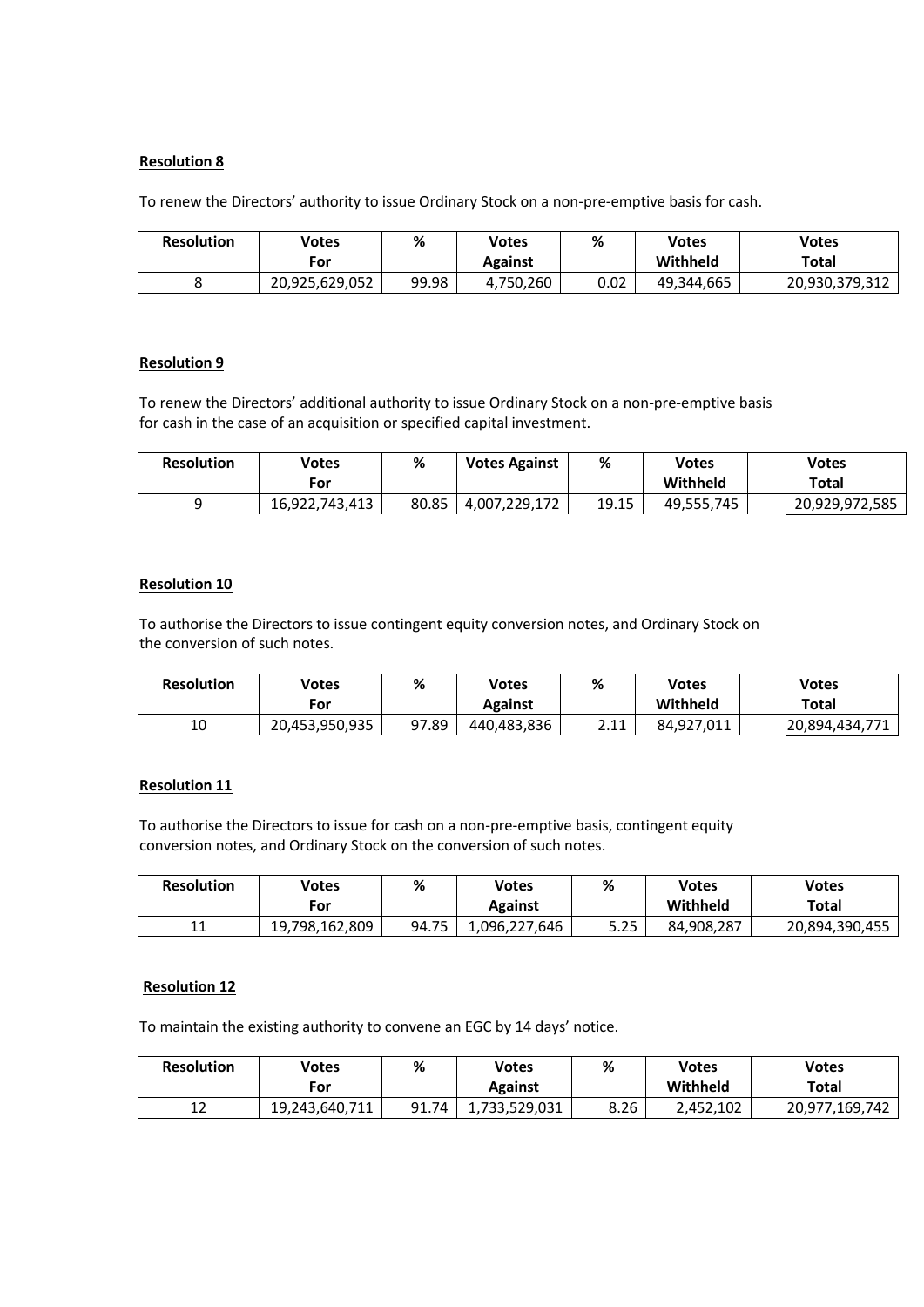**Resolution 8**

To renew the Directors' authority to issue Ordinary Stock on a non-pre-emptive basis for cash.

| Resolution | Votes For | % | Votes Against | % | Votes Withheld | Votes Total |
|---|---|---|---|---|---|---|
| 8 | 20,925,629,052 | 99.98 | 4,750,260 | 0.02 | 49,344,665 | 20,930,379,312 |

**Resolution 9**

To renew the Directors' additional authority to issue Ordinary Stock on a non-pre-emptive basis for cash in the case of an acquisition or specified capital investment.

| Resolution | Votes For | % | Votes Against | % | Votes Withheld | Votes Total |
|---|---|---|---|---|---|---|
| 9 | 16,922,743,413 | 80.85 | 4,007,229,172 | 19.15 | 49,555,745 | 20,929,972,585 |

**Resolution 10**

To authorise the Directors to issue contingent equity conversion notes, and Ordinary Stock on the conversion of such notes.

| Resolution | Votes For | % | Votes Against | % | Votes Withheld | Votes Total |
|---|---|---|---|---|---|---|
| 10 | 20,453,950,935 | 97.89 | 440,483,836 | 2.11 | 84,927,011 | 20,894,434,771 |

**Resolution 11**

To authorise the Directors to issue for cash on a non-pre-emptive basis, contingent equity conversion notes, and Ordinary Stock on the conversion of such notes.

| Resolution | Votes For | % | Votes Against | % | Votes Withheld | Votes Total |
|---|---|---|---|---|---|---|
| 11 | 19,798,162,809 | 94.75 | 1,096,227,646 | 5.25 | 84,908,287 | 20,894,390,455 |

**Resolution 12**

To maintain the existing authority to convene an EGC by 14 days' notice.

| Resolution | Votes For | % | Votes Against | % | Votes Withheld | Votes Total |
|---|---|---|---|---|---|---|
| 12 | 19,243,640,711 | 91.74 | 1,733,529,031 | 8.26 | 2,452,102 | 20,977,169,742 |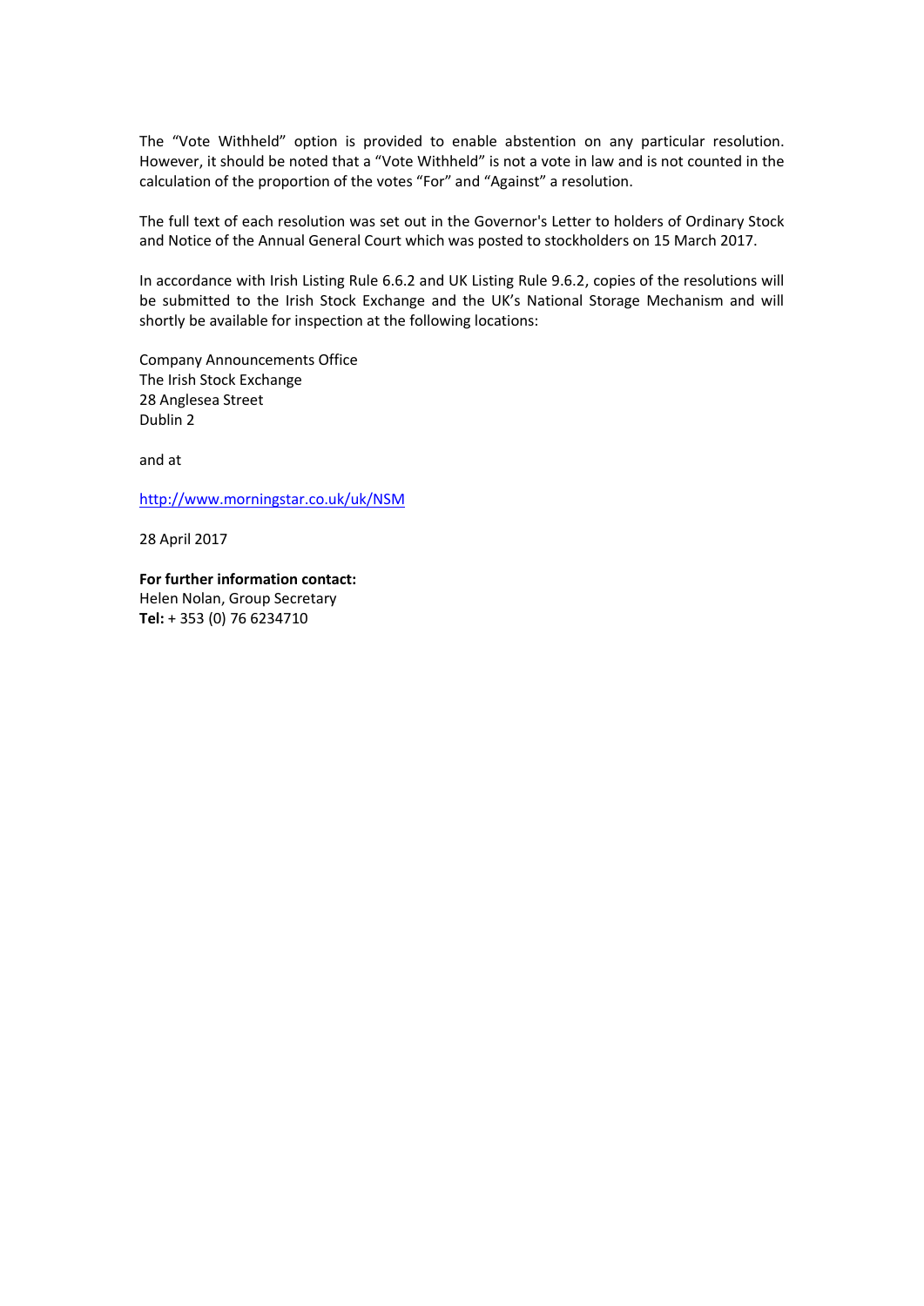The “Vote Withheld” option is provided to enable abstention on any particular resolution. However, it should be noted that a “Vote Withheld” is not a vote in law and is not counted in the calculation of the proportion of the votes “For” and “Against” a resolution.

The full text of each resolution was set out in the Governor's Letter to holders of Ordinary Stock and Notice of the Annual General Court which was posted to stockholders on 15 March 2017.

In accordance with Irish Listing Rule 6.6.2 and UK Listing Rule 9.6.2, copies of the resolutions will be submitted to the Irish Stock Exchange and the UK’s National Storage Mechanism and will shortly be available for inspection at the following locations:

Company Announcements Office
The Irish Stock Exchange
28 Anglesea Street
Dublin 2

and at

http://www.morningstar.co.uk/uk/NSM

28 April 2017

**For further information contact:**
Helen Nolan, Group Secretary
**Tel:** + 353 (0) 76 6234710